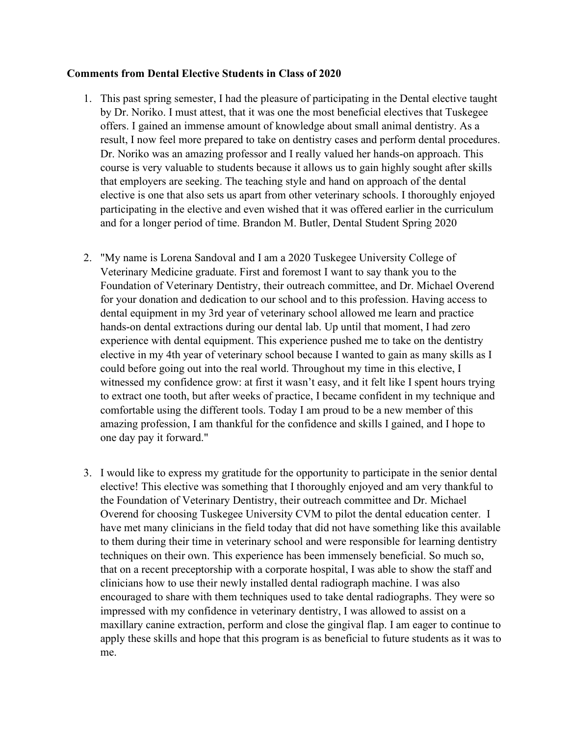**Comments from Dental Elective Students in Class of 2020**

1. This past spring semester, I had the pleasure of participating in the Dental elective taught by Dr. Noriko. I must attest, that it was one the most beneficial electives that Tuskegee offers. I gained an immense amount of knowledge about small animal dentistry. As a result, I now feel more prepared to take on dentistry cases and perform dental procedures. Dr. Noriko was an amazing professor and I really valued her hands-on approach. This course is very valuable to students because it allows us to gain highly sought after skills that employers are seeking. The teaching style and hand on approach of the dental elective is one that also sets us apart from other veterinary schools. I thoroughly enjoyed participating in the elective and even wished that it was offered earlier in the curriculum and for a longer period of time. Brandon M. Butler, Dental Student Spring 2020

2. "My name is Lorena Sandoval and I am a 2020 Tuskegee University College of Veterinary Medicine graduate. First and foremost I want to say thank you to the Foundation of Veterinary Dentistry, their outreach committee, and Dr. Michael Overend for your donation and dedication to our school and to this profession. Having access to dental equipment in my 3rd year of veterinary school allowed me learn and practice hands-on dental extractions during our dental lab. Up until that moment, I had zero experience with dental equipment. This experience pushed me to take on the dentistry elective in my 4th year of veterinary school because I wanted to gain as many skills as I could before going out into the real world. Throughout my time in this elective, I witnessed my confidence grow: at first it wasn't easy, and it felt like I spent hours trying to extract one tooth, but after weeks of practice, I became confident in my technique and comfortable using the different tools. Today I am proud to be a new member of this amazing profession, I am thankful for the confidence and skills I gained, and I hope to one day pay it forward."

3. I would like to express my gratitude for the opportunity to participate in the senior dental elective! This elective was something that I thoroughly enjoyed and am very thankful to the Foundation of Veterinary Dentistry, their outreach committee and Dr. Michael Overend for choosing Tuskegee University CVM to pilot the dental education center. I have met many clinicians in the field today that did not have something like this available to them during their time in veterinary school and were responsible for learning dentistry techniques on their own. This experience has been immensely beneficial. So much so, that on a recent preceptorship with a corporate hospital, I was able to show the staff and clinicians how to use their newly installed dental radiograph machine. I was also encouraged to share with them techniques used to take dental radiographs. They were so impressed with my confidence in veterinary dentistry, I was allowed to assist on a maxillary canine extraction, perform and close the gingival flap. I am eager to continue to apply these skills and hope that this program is as beneficial to future students as it was to me.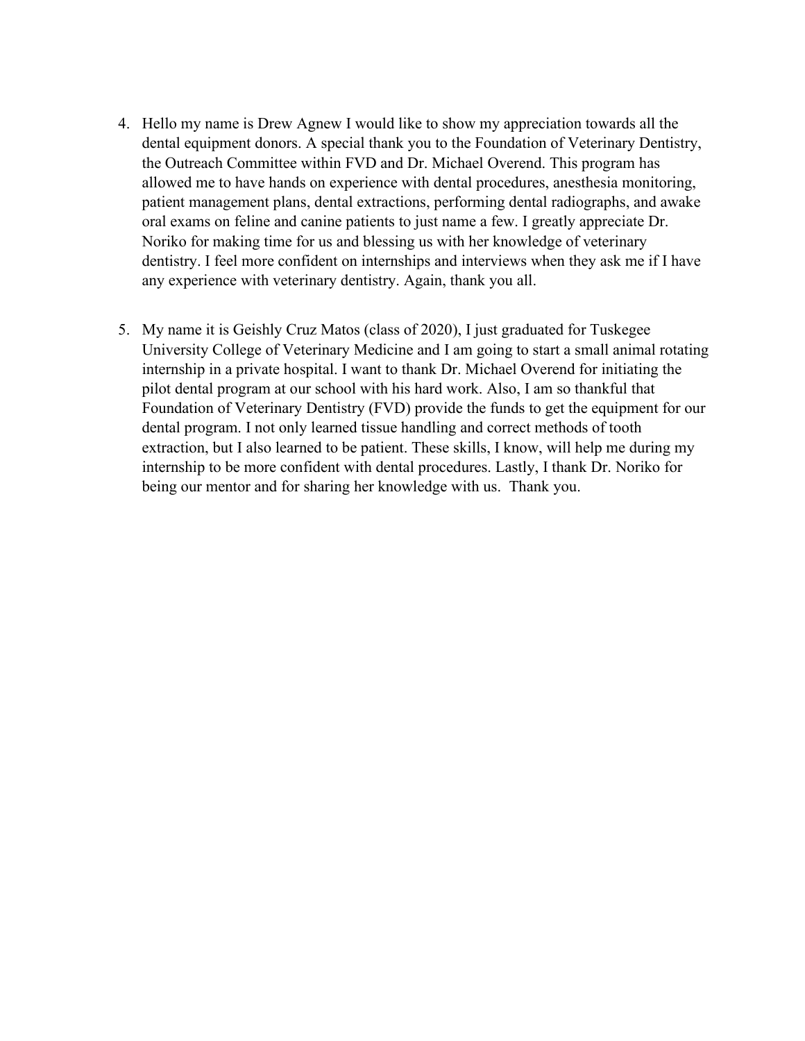4. Hello my name is Drew Agnew I would like to show my appreciation towards all the dental equipment donors. A special thank you to the Foundation of Veterinary Dentistry, the Outreach Committee within FVD and Dr. Michael Overend. This program has allowed me to have hands on experience with dental procedures, anesthesia monitoring, patient management plans, dental extractions, performing dental radiographs, and awake oral exams on feline and canine patients to just name a few. I greatly appreciate Dr. Noriko for making time for us and blessing us with her knowledge of veterinary dentistry. I feel more confident on internships and interviews when they ask me if I have any experience with veterinary dentistry. Again, thank you all.

5. My name it is Geishly Cruz Matos (class of 2020), I just graduated for Tuskegee University College of Veterinary Medicine and I am going to start a small animal rotating internship in a private hospital. I want to thank Dr. Michael Overend for initiating the pilot dental program at our school with his hard work. Also, I am so thankful that Foundation of Veterinary Dentistry (FVD) provide the funds to get the equipment for our dental program. I not only learned tissue handling and correct methods of tooth extraction, but I also learned to be patient. These skills, I know, will help me during my internship to be more confident with dental procedures. Lastly, I thank Dr. Noriko for being our mentor and for sharing her knowledge with us. Thank you.